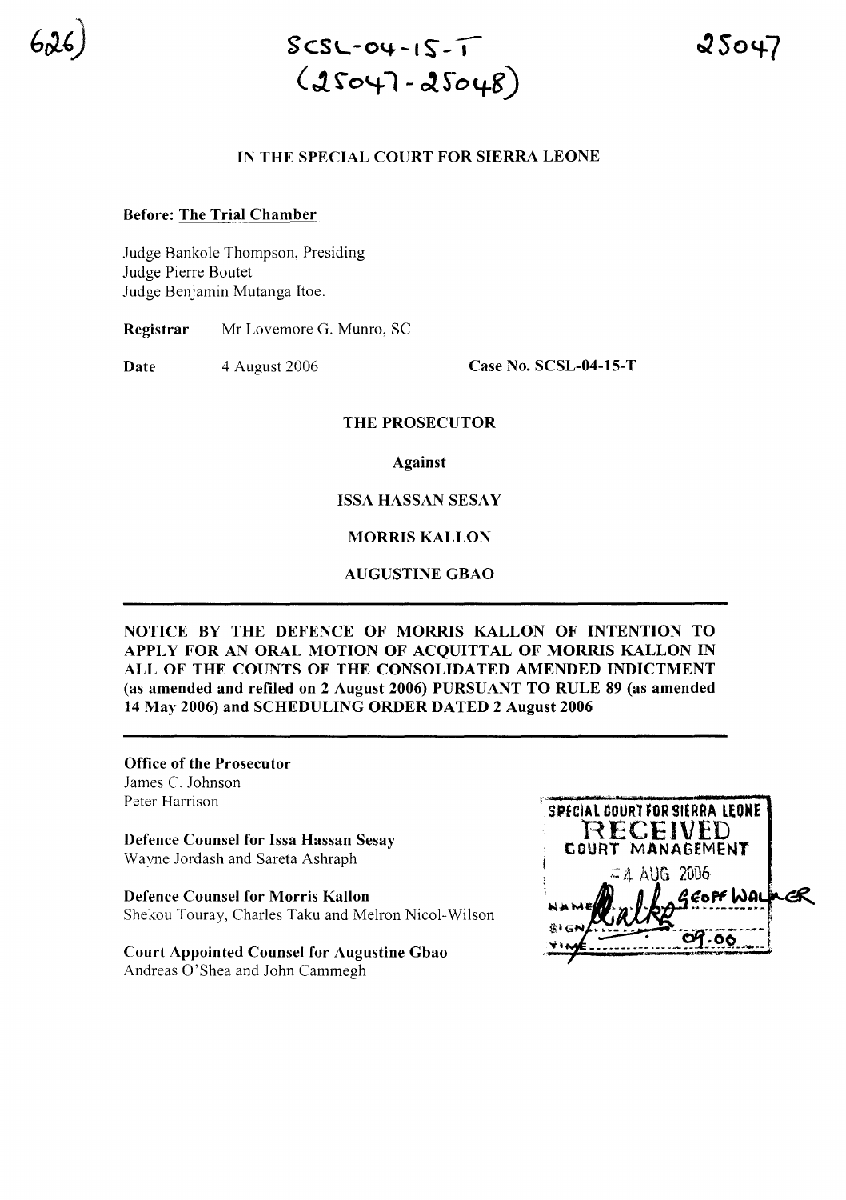SCSL-04-15-T
(25047-25048)

IN THE SPECIAL COURT FOR SIERRA LEONE

**Before: The Trial Chamber**

Judge Bankole Thompson, Presiding
Judge Pierre Boutet
Judge Benjamin Mutanga Itoe.

**Registrar** Mr Lovemore G. Munro, SC

**Date** 4 August 2006 **Case No. SCSL-04-15-T**

**THE PROSECUTOR**

**Against**

**ISSA HASSAN SESAY**

**MORRIS KALLON**

**AUGUSTINE GBAO**

---

**NOTICE BY THE DEFENCE OF MORRIS KALLON OF INTENTION TO APPLY FOR AN ORAL MOTION OF ACQUITTAL OF MORRIS KALLON IN ALL OF THE COUNTS OF THE CONSOLIDATED AMENDED INDICTMENT (as amended and refiled on 2 August 2006) PURSUANT TO RULE 89 (as amended 14 May 2006) and SCHEDULING ORDER DATED 2 August 2006**

---

**Office of the Prosecutor**
James C. Johnson
Peter Harrison

**Defence Counsel for Issa Hassan Sesay**
Wayne Jordash and Sareta Ashraph

**Defence Counsel for Morris Kallon**
Shekou Touray, Charles Taku and Melron Nicol-Wilson

**Court Appointed Counsel for Augustine Gbao**
Andreas O'Shea and John Cammegh

SPECIAL COURT FOR SIERRA LEONE
RECEIVED
COURT MANAGEMENT
4 AUG 2006
NAME GEOFF WALKER
SIGN
TIME 09:00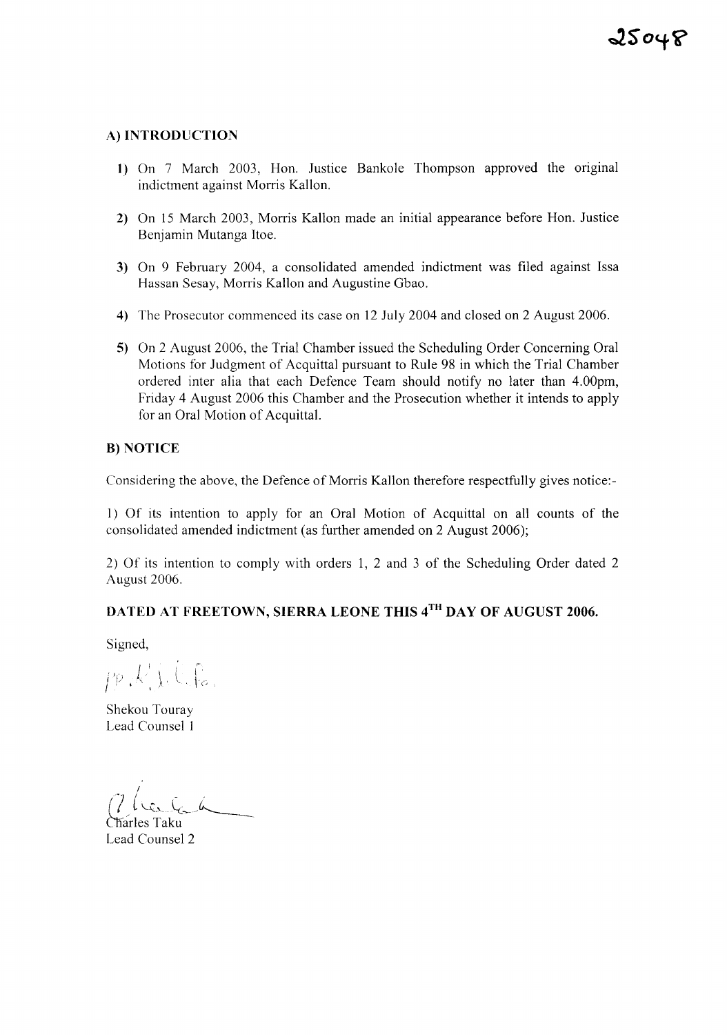### A) INTRODUCTION

1) On 7 March 2003, Hon. Justice Bankole Thompson approved the original indictment against Morris Kallon.

2) On 15 March 2003, Morris Kallon made an initial appearance before Hon. Justice Benjamin Mutanga Itoe.

3) On 9 February 2004, a consolidated amended indictment was filed against Issa Hassan Sesay, Morris Kallon and Augustine Gbao.

4) The Prosecutor commenced its case on 12 July 2004 and closed on 2 August 2006.

5) On 2 August 2006, the Trial Chamber issued the Scheduling Order Concerning Oral Motions for Judgment of Acquittal pursuant to Rule 98 in which the Trial Chamber ordered inter alia that each Defence Team should notify no later than 4.00pm, Friday 4 August 2006 this Chamber and the Prosecution whether it intends to apply for an Oral Motion of Acquittal.

### B) NOTICE

Considering the above, the Defence of Morris Kallon therefore respectfully gives notice:-

1) Of its intention to apply for an Oral Motion of Acquittal on all counts of the consolidated amended indictment (as further amended on 2 August 2006);

2) Of its intention to comply with orders 1, 2 and 3 of the Scheduling Order dated 2 August 2006.

**DATED AT FREETOWN, SIERRA LEONE THIS 4TH DAY OF AUGUST 2006.**

Signed,

pp. [signature]

Shekou Touray
Lead Counsel 1

[signature]

Charles Taku
Lead Counsel 2